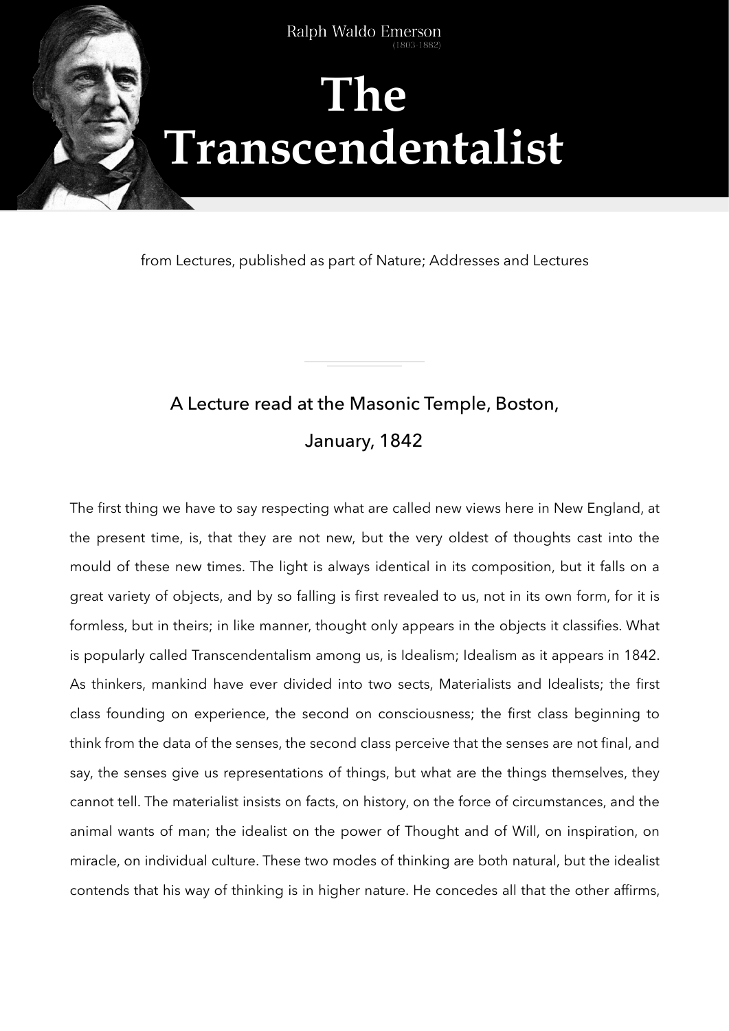Ralph Waldo Emerson
(1803-1882)

# The Transcendentalist

from Lectures, published as part of Nature; Addresses and Lectures

---

## A Lecture read at the Masonic Temple, Boston, January, 1842

The first thing we have to say respecting what are called new views here in New England, at the present time, is, that they are not new, but the very oldest of thoughts cast into the mould of these new times. The light is always identical in its composition, but it falls on a great variety of objects, and by so falling is first revealed to us, not in its own form, for it is formless, but in theirs; in like manner, thought only appears in the objects it classifies. What is popularly called Transcendentalism among us, is Idealism; Idealism as it appears in 1842. As thinkers, mankind have ever divided into two sects, Materialists and Idealists; the first class founding on experience, the second on consciousness; the first class beginning to think from the data of the senses, the second class perceive that the senses are not final, and say, the senses give us representations of things, but what are the things themselves, they cannot tell. The materialist insists on facts, on history, on the force of circumstances, and the animal wants of man; the idealist on the power of Thought and of Will, on inspiration, on miracle, on individual culture. These two modes of thinking are both natural, but the idealist contends that his way of thinking is in higher nature. He concedes all that the other affirms,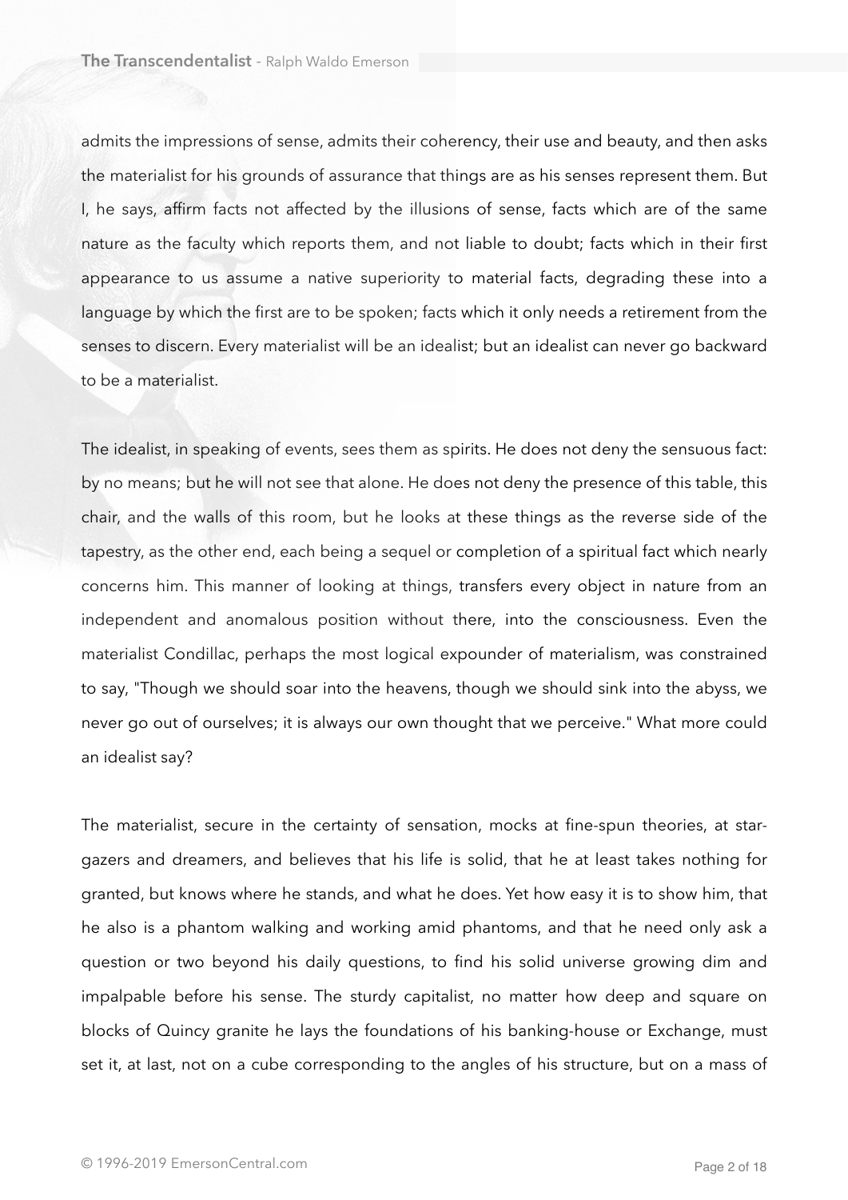admits the impressions of sense, admits their coherency, their use and beauty, and then asks the materialist for his grounds of assurance that things are as his senses represent them. But I, he says, affirm facts not affected by the illusions of sense, facts which are of the same nature as the faculty which reports them, and not liable to doubt; facts which in their first appearance to us assume a native superiority to material facts, degrading these into a language by which the first are to be spoken; facts which it only needs a retirement from the senses to discern. Every materialist will be an idealist; but an idealist can never go backward to be a materialist.

The idealist, in speaking of events, sees them as spirits. He does not deny the sensuous fact: by no means; but he will not see that alone. He does not deny the presence of this table, this chair, and the walls of this room, but he looks at these things as the reverse side of the tapestry, as the other end, each being a sequel or completion of a spiritual fact which nearly concerns him. This manner of looking at things, transfers every object in nature from an independent and anomalous position without there, into the consciousness. Even the materialist Condillac, perhaps the most logical expounder of materialism, was constrained to say, "Though we should soar into the heavens, though we should sink into the abyss, we never go out of ourselves; it is always our own thought that we perceive." What more could an idealist say?

The materialist, secure in the certainty of sensation, mocks at fine-spun theories, at star-gazers and dreamers, and believes that his life is solid, that he at least takes nothing for granted, but knows where he stands, and what he does. Yet how easy it is to show him, that he also is a phantom walking and working amid phantoms, and that he need only ask a question or two beyond his daily questions, to find his solid universe growing dim and impalpable before his sense. The sturdy capitalist, no matter how deep and square on blocks of Quincy granite he lays the foundations of his banking-house or Exchange, must set it, at last, not on a cube corresponding to the angles of his structure, but on a mass of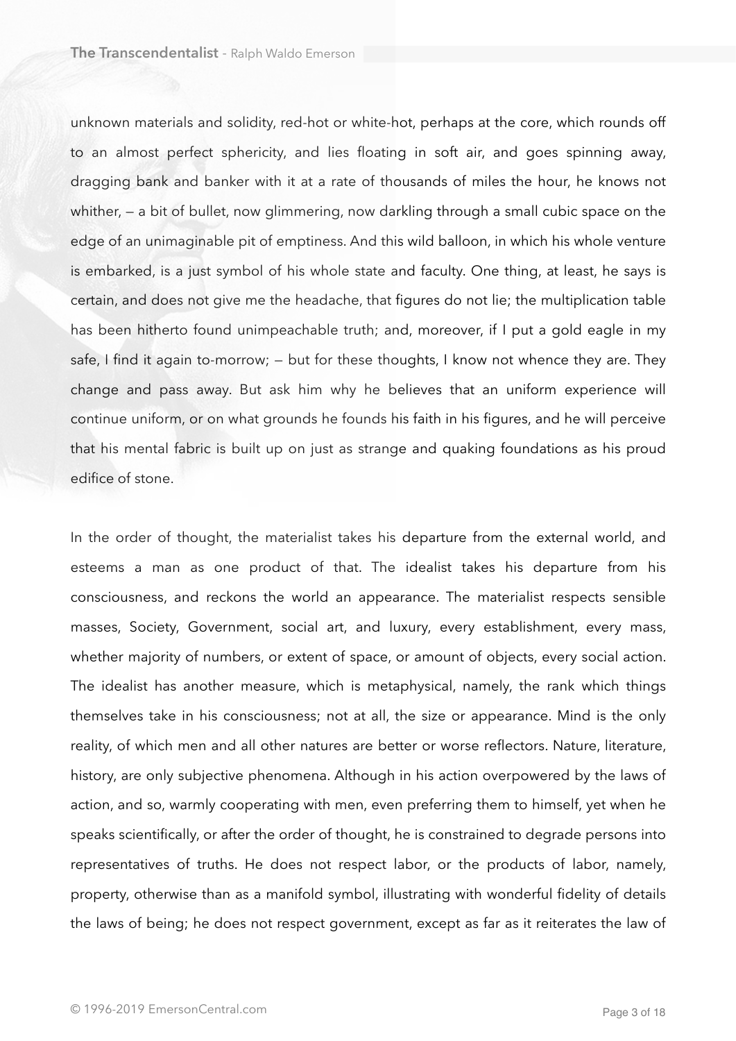unknown materials and solidity, red-hot or white-hot, perhaps at the core, which rounds off to an almost perfect sphericity, and lies floating in soft air, and goes spinning away, dragging bank and banker with it at a rate of thousands of miles the hour, he knows not whither, — a bit of bullet, now glimmering, now darkling through a small cubic space on the edge of an unimaginable pit of emptiness. And this wild balloon, in which his whole venture is embarked, is a just symbol of his whole state and faculty. One thing, at least, he says is certain, and does not give me the headache, that figures do not lie; the multiplication table has been hitherto found unimpeachable truth; and, moreover, if I put a gold eagle in my safe, I find it again to-morrow; — but for these thoughts, I know not whence they are. They change and pass away. But ask him why he believes that an uniform experience will continue uniform, or on what grounds he founds his faith in his figures, and he will perceive that his mental fabric is built up on just as strange and quaking foundations as his proud edifice of stone.

In the order of thought, the materialist takes his departure from the external world, and esteems a man as one product of that. The idealist takes his departure from his consciousness, and reckons the world an appearance. The materialist respects sensible masses, Society, Government, social art, and luxury, every establishment, every mass, whether majority of numbers, or extent of space, or amount of objects, every social action. The idealist has another measure, which is metaphysical, namely, the rank which things themselves take in his consciousness; not at all, the size or appearance. Mind is the only reality, of which men and all other natures are better or worse reflectors. Nature, literature, history, are only subjective phenomena. Although in his action overpowered by the laws of action, and so, warmly cooperating with men, even preferring them to himself, yet when he speaks scientifically, or after the order of thought, he is constrained to degrade persons into representatives of truths. He does not respect labor, or the products of labor, namely, property, otherwise than as a manifold symbol, illustrating with wonderful fidelity of details the laws of being; he does not respect government, except as far as it reiterates the law of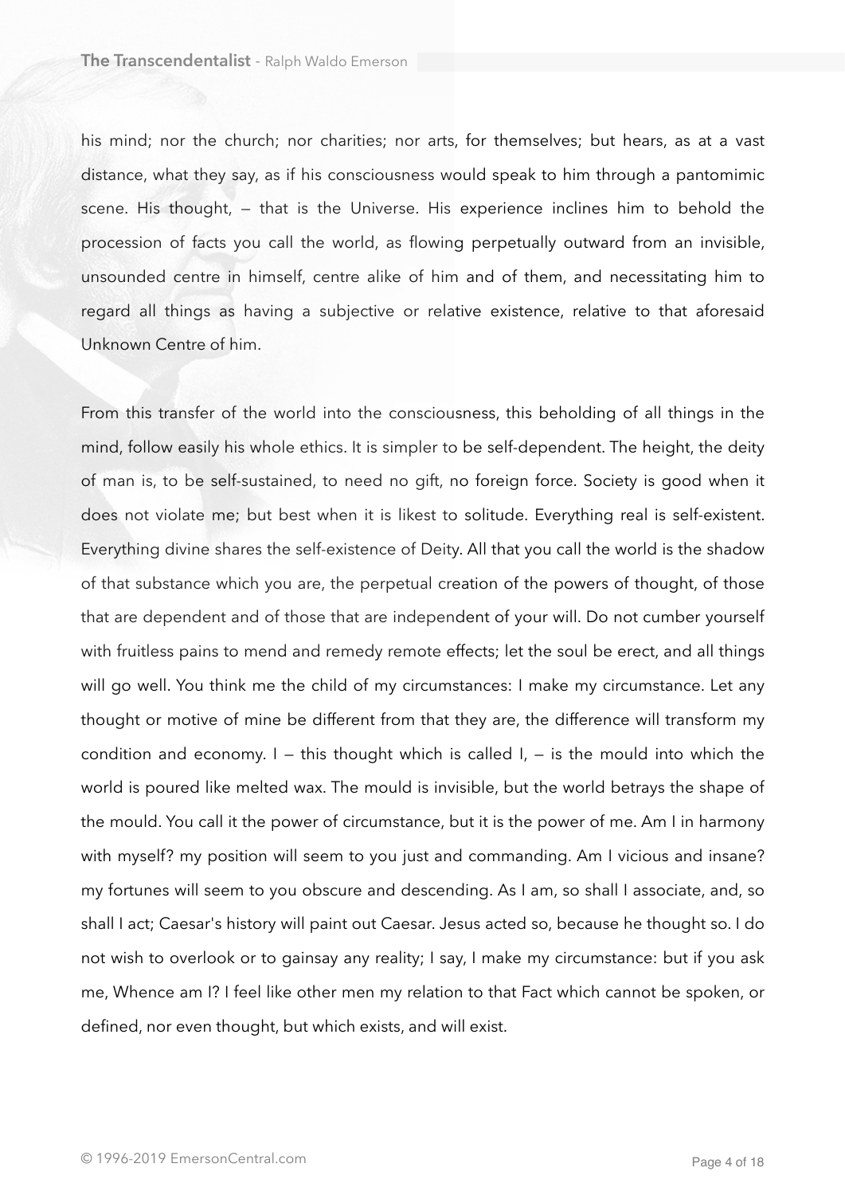his mind; nor the church; nor charities; nor arts, for themselves; but hears, as at a vast distance, what they say, as if his consciousness would speak to him through a pantomimic scene. His thought, — that is the Universe. His experience inclines him to behold the procession of facts you call the world, as flowing perpetually outward from an invisible, unsounded centre in himself, centre alike of him and of them, and necessitating him to regard all things as having a subjective or relative existence, relative to that aforesaid Unknown Centre of him.

From this transfer of the world into the consciousness, this beholding of all things in the mind, follow easily his whole ethics. It is simpler to be self-dependent. The height, the deity of man is, to be self-sustained, to need no gift, no foreign force. Society is good when it does not violate me; but best when it is likest to solitude. Everything real is self-existent. Everything divine shares the self-existence of Deity. All that you call the world is the shadow of that substance which you are, the perpetual creation of the powers of thought, of those that are dependent and of those that are independent of your will. Do not cumber yourself with fruitless pains to mend and remedy remote effects; let the soul be erect, and all things will go well. You think me the child of my circumstances: I make my circumstance. Let any thought or motive of mine be different from that they are, the difference will transform my condition and economy. I — this thought which is called I, — is the mould into which the world is poured like melted wax. The mould is invisible, but the world betrays the shape of the mould. You call it the power of circumstance, but it is the power of me. Am I in harmony with myself? my position will seem to you just and commanding. Am I vicious and insane? my fortunes will seem to you obscure and descending. As I am, so shall I associate, and, so shall I act; Caesar's history will paint out Caesar. Jesus acted so, because he thought so. I do not wish to overlook or to gainsay any reality; I say, I make my circumstance: but if you ask me, Whence am I? I feel like other men my relation to that Fact which cannot be spoken, or defined, nor even thought, but which exists, and will exist.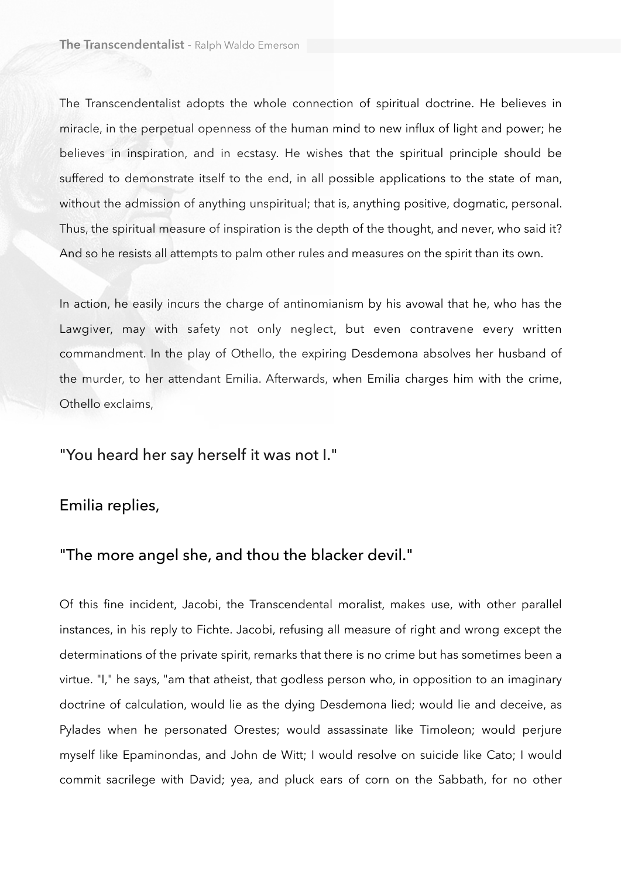The Transcendentalist adopts the whole connection of spiritual doctrine. He believes in miracle, in the perpetual openness of the human mind to new influx of light and power; he believes in inspiration, and in ecstasy. He wishes that the spiritual principle should be suffered to demonstrate itself to the end, in all possible applications to the state of man, without the admission of anything unspiritual; that is, anything positive, dogmatic, personal. Thus, the spiritual measure of inspiration is the depth of the thought, and never, who said it? And so he resists all attempts to palm other rules and measures on the spirit than its own.

In action, he easily incurs the charge of antinomianism by his avowal that he, who has the Lawgiver, may with safety not only neglect, but even contravene every written commandment. In the play of Othello, the expiring Desdemona absolves her husband of the murder, to her attendant Emilia. Afterwards, when Emilia charges him with the crime, Othello exclaims,

"You heard her say herself it was not I."

Emilia replies,

"The more angel she, and thou the blacker devil."

Of this fine incident, Jacobi, the Transcendental moralist, makes use, with other parallel instances, in his reply to Fichte. Jacobi, refusing all measure of right and wrong except the determinations of the private spirit, remarks that there is no crime but has sometimes been a virtue. "I," he says, "am that atheist, that godless person who, in opposition to an imaginary doctrine of calculation, would lie as the dying Desdemona lied; would lie and deceive, as Pylades when he personated Orestes; would assassinate like Timoleon; would perjure myself like Epaminondas, and John de Witt; I would resolve on suicide like Cato; I would commit sacrilege with David; yea, and pluck ears of corn on the Sabbath, for no other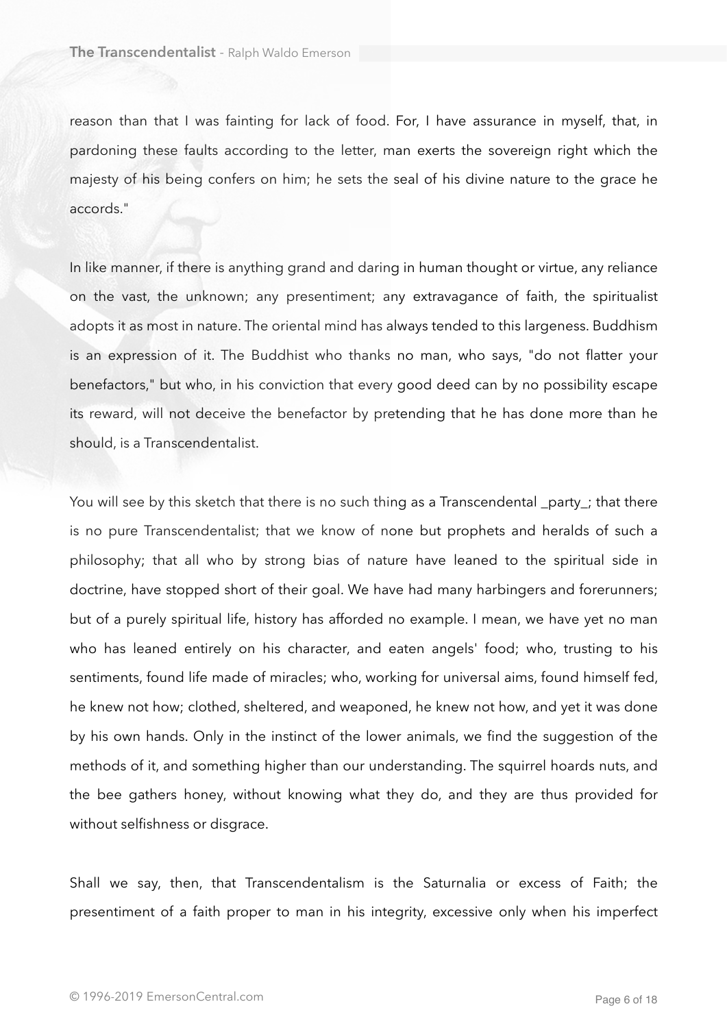reason than that I was fainting for lack of food. For, I have assurance in myself, that, in pardoning these faults according to the letter, man exerts the sovereign right which the majesty of his being confers on him; he sets the seal of his divine nature to the grace he accords."

In like manner, if there is anything grand and daring in human thought or virtue, any reliance on the vast, the unknown; any presentiment; any extravagance of faith, the spiritualist adopts it as most in nature. The oriental mind has always tended to this largeness. Buddhism is an expression of it. The Buddhist who thanks no man, who says, "do not flatter your benefactors," but who, in his conviction that every good deed can by no possibility escape its reward, will not deceive the benefactor by pretending that he has done more than he should, is a Transcendentalist.

You will see by this sketch that there is no such thing as a Transcendental _party_; that there is no pure Transcendentalist; that we know of none but prophets and heralds of such a philosophy; that all who by strong bias of nature have leaned to the spiritual side in doctrine, have stopped short of their goal. We have had many harbingers and forerunners; but of a purely spiritual life, history has afforded no example. I mean, we have yet no man who has leaned entirely on his character, and eaten angels' food; who, trusting to his sentiments, found life made of miracles; who, working for universal aims, found himself fed, he knew not how; clothed, sheltered, and weaponed, he knew not how, and yet it was done by his own hands. Only in the instinct of the lower animals, we find the suggestion of the methods of it, and something higher than our understanding. The squirrel hoards nuts, and the bee gathers honey, without knowing what they do, and they are thus provided for without selfishness or disgrace.

Shall we say, then, that Transcendentalism is the Saturnalia or excess of Faith; the presentiment of a faith proper to man in his integrity, excessive only when his imperfect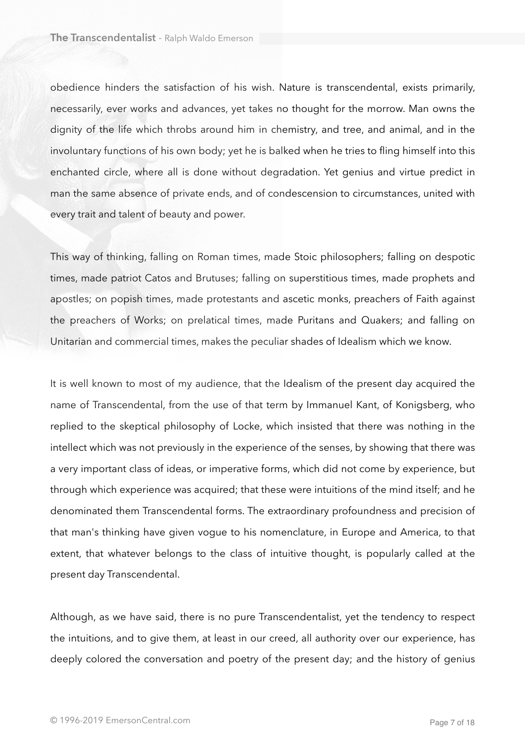obedience hinders the satisfaction of his wish. Nature is transcendental, exists primarily, necessarily, ever works and advances, yet takes no thought for the morrow. Man owns the dignity of the life which throbs around him in chemistry, and tree, and animal, and in the involuntary functions of his own body; yet he is balked when he tries to fling himself into this enchanted circle, where all is done without degradation. Yet genius and virtue predict in man the same absence of private ends, and of condescension to circumstances, united with every trait and talent of beauty and power.

This way of thinking, falling on Roman times, made Stoic philosophers; falling on despotic times, made patriot Catos and Brutuses; falling on superstitious times, made prophets and apostles; on popish times, made protestants and ascetic monks, preachers of Faith against the preachers of Works; on prelatical times, made Puritans and Quakers; and falling on Unitarian and commercial times, makes the peculiar shades of Idealism which we know.

It is well known to most of my audience, that the Idealism of the present day acquired the name of Transcendental, from the use of that term by Immanuel Kant, of Konigsberg, who replied to the skeptical philosophy of Locke, which insisted that there was nothing in the intellect which was not previously in the experience of the senses, by showing that there was a very important class of ideas, or imperative forms, which did not come by experience, but through which experience was acquired; that these were intuitions of the mind itself; and he denominated them Transcendental forms. The extraordinary profoundness and precision of that man's thinking have given vogue to his nomenclature, in Europe and America, to that extent, that whatever belongs to the class of intuitive thought, is popularly called at the present day Transcendental.

Although, as we have said, there is no pure Transcendentalist, yet the tendency to respect the intuitions, and to give them, at least in our creed, all authority over our experience, has deeply colored the conversation and poetry of the present day; and the history of genius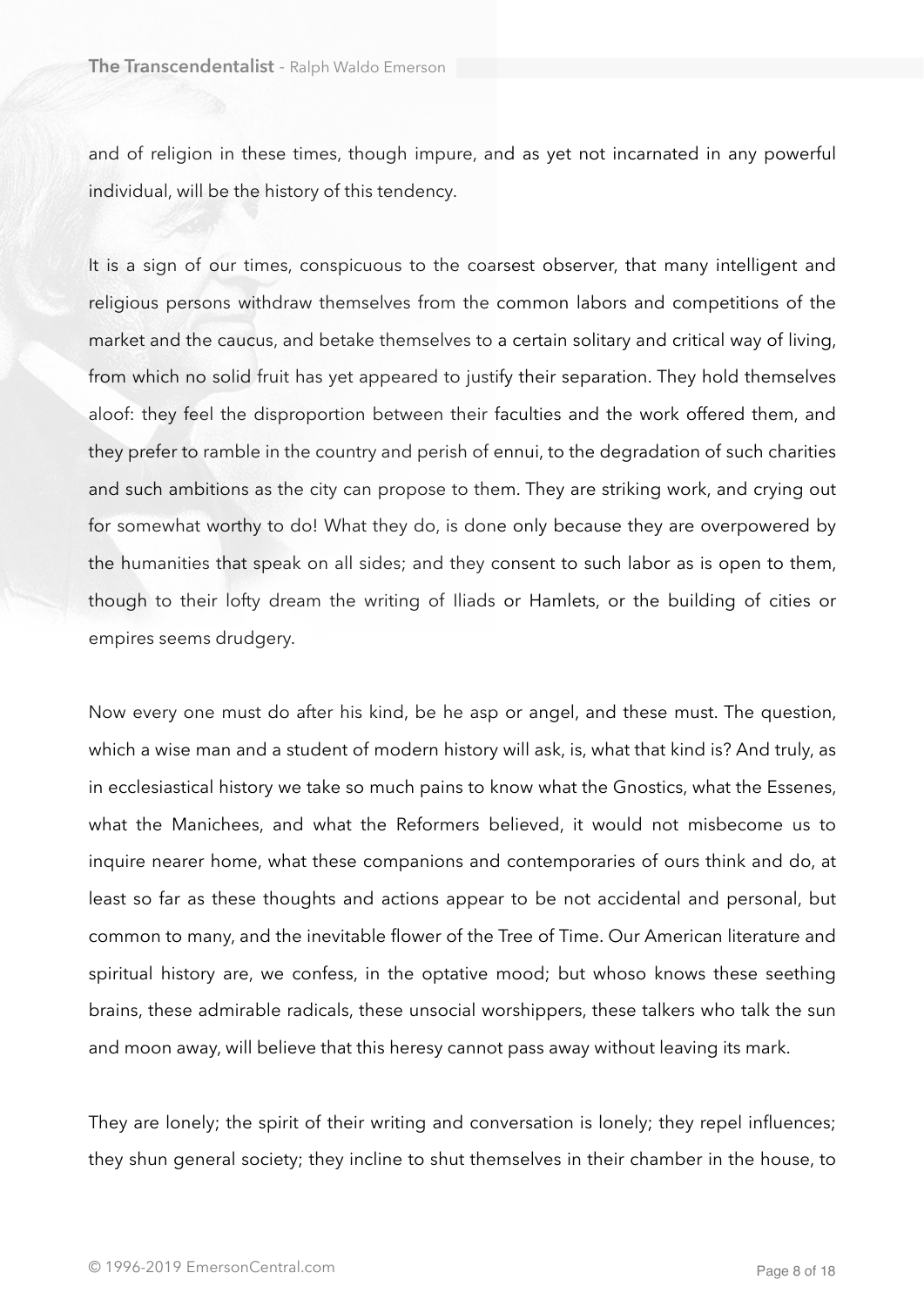and of religion in these times, though impure, and as yet not incarnated in any powerful individual, will be the history of this tendency.

It is a sign of our times, conspicuous to the coarsest observer, that many intelligent and religious persons withdraw themselves from the common labors and competitions of the market and the caucus, and betake themselves to a certain solitary and critical way of living, from which no solid fruit has yet appeared to justify their separation. They hold themselves aloof: they feel the disproportion between their faculties and the work offered them, and they prefer to ramble in the country and perish of ennui, to the degradation of such charities and such ambitions as the city can propose to them. They are striking work, and crying out for somewhat worthy to do! What they do, is done only because they are overpowered by the humanities that speak on all sides; and they consent to such labor as is open to them, though to their lofty dream the writing of Iliads or Hamlets, or the building of cities or empires seems drudgery.

Now every one must do after his kind, be he asp or angel, and these must. The question, which a wise man and a student of modern history will ask, is, what that kind is? And truly, as in ecclesiastical history we take so much pains to know what the Gnostics, what the Essenes, what the Manichees, and what the Reformers believed, it would not misbecome us to inquire nearer home, what these companions and contemporaries of ours think and do, at least so far as these thoughts and actions appear to be not accidental and personal, but common to many, and the inevitable flower of the Tree of Time. Our American literature and spiritual history are, we confess, in the optative mood; but whoso knows these seething brains, these admirable radicals, these unsocial worshippers, these talkers who talk the sun and moon away, will believe that this heresy cannot pass away without leaving its mark.

They are lonely; the spirit of their writing and conversation is lonely; they repel influences; they shun general society; they incline to shut themselves in their chamber in the house, to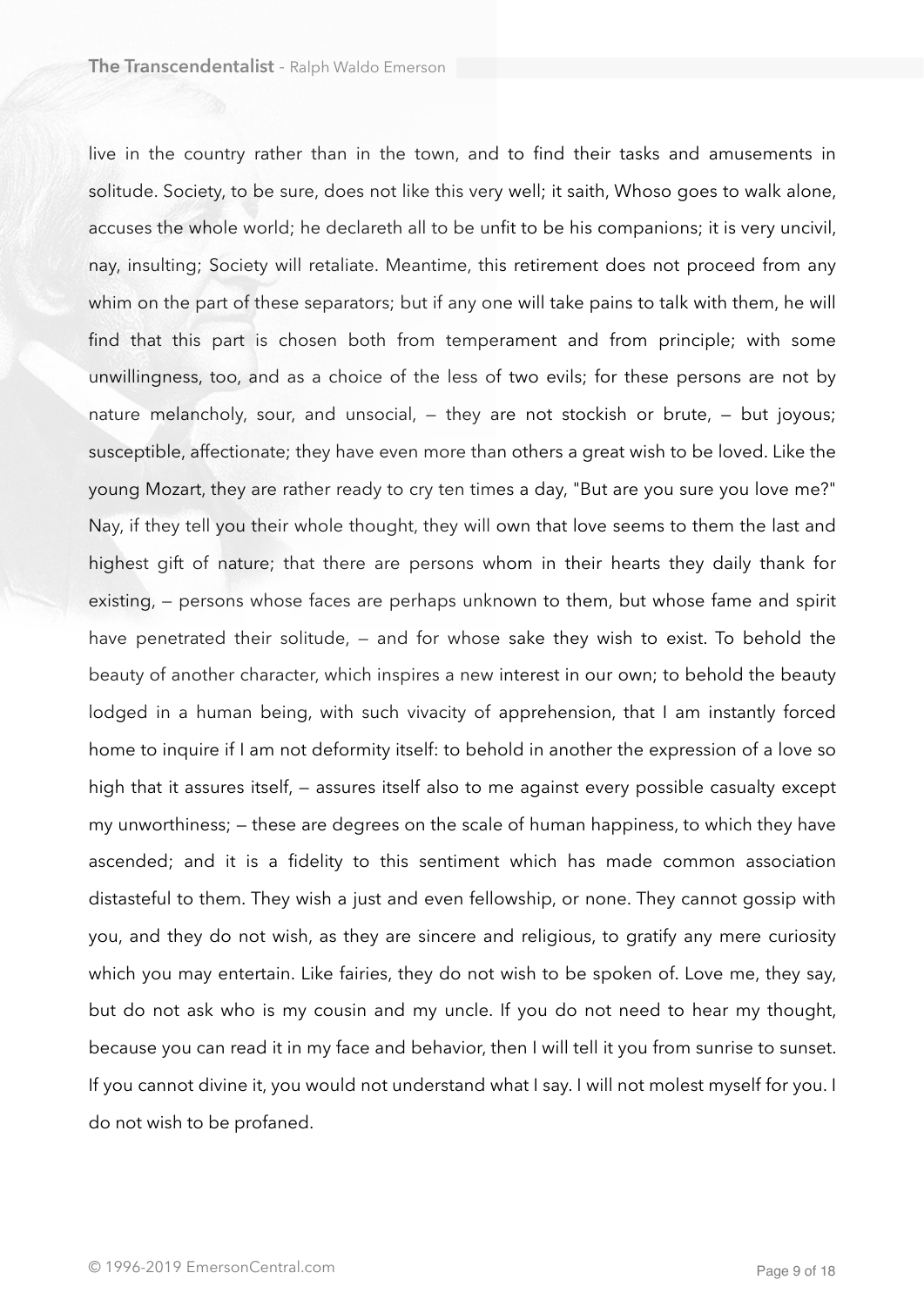live in the country rather than in the town, and to find their tasks and amusements in solitude. Society, to be sure, does not like this very well; it saith, Whoso goes to walk alone, accuses the whole world; he declareth all to be unfit to be his companions; it is very uncivil, nay, insulting; Society will retaliate. Meantime, this retirement does not proceed from any whim on the part of these separators; but if any one will take pains to talk with them, he will find that this part is chosen both from temperament and from principle; with some unwillingness, too, and as a choice of the less of two evils; for these persons are not by nature melancholy, sour, and unsocial, — they are not stockish or brute, — but joyous; susceptible, affectionate; they have even more than others a great wish to be loved. Like the young Mozart, they are rather ready to cry ten times a day, "But are you sure you love me?" Nay, if they tell you their whole thought, they will own that love seems to them the last and highest gift of nature; that there are persons whom in their hearts they daily thank for existing, — persons whose faces are perhaps unknown to them, but whose fame and spirit have penetrated their solitude, — and for whose sake they wish to exist. To behold the beauty of another character, which inspires a new interest in our own; to behold the beauty lodged in a human being, with such vivacity of apprehension, that I am instantly forced home to inquire if I am not deformity itself: to behold in another the expression of a love so high that it assures itself, — assures itself also to me against every possible casualty except my unworthiness; — these are degrees on the scale of human happiness, to which they have ascended; and it is a fidelity to this sentiment which has made common association distasteful to them. They wish a just and even fellowship, or none. They cannot gossip with you, and they do not wish, as they are sincere and religious, to gratify any mere curiosity which you may entertain. Like fairies, they do not wish to be spoken of. Love me, they say, but do not ask who is my cousin and my uncle. If you do not need to hear my thought, because you can read it in my face and behavior, then I will tell it you from sunrise to sunset. If you cannot divine it, you would not understand what I say. I will not molest myself for you. I do not wish to be profaned.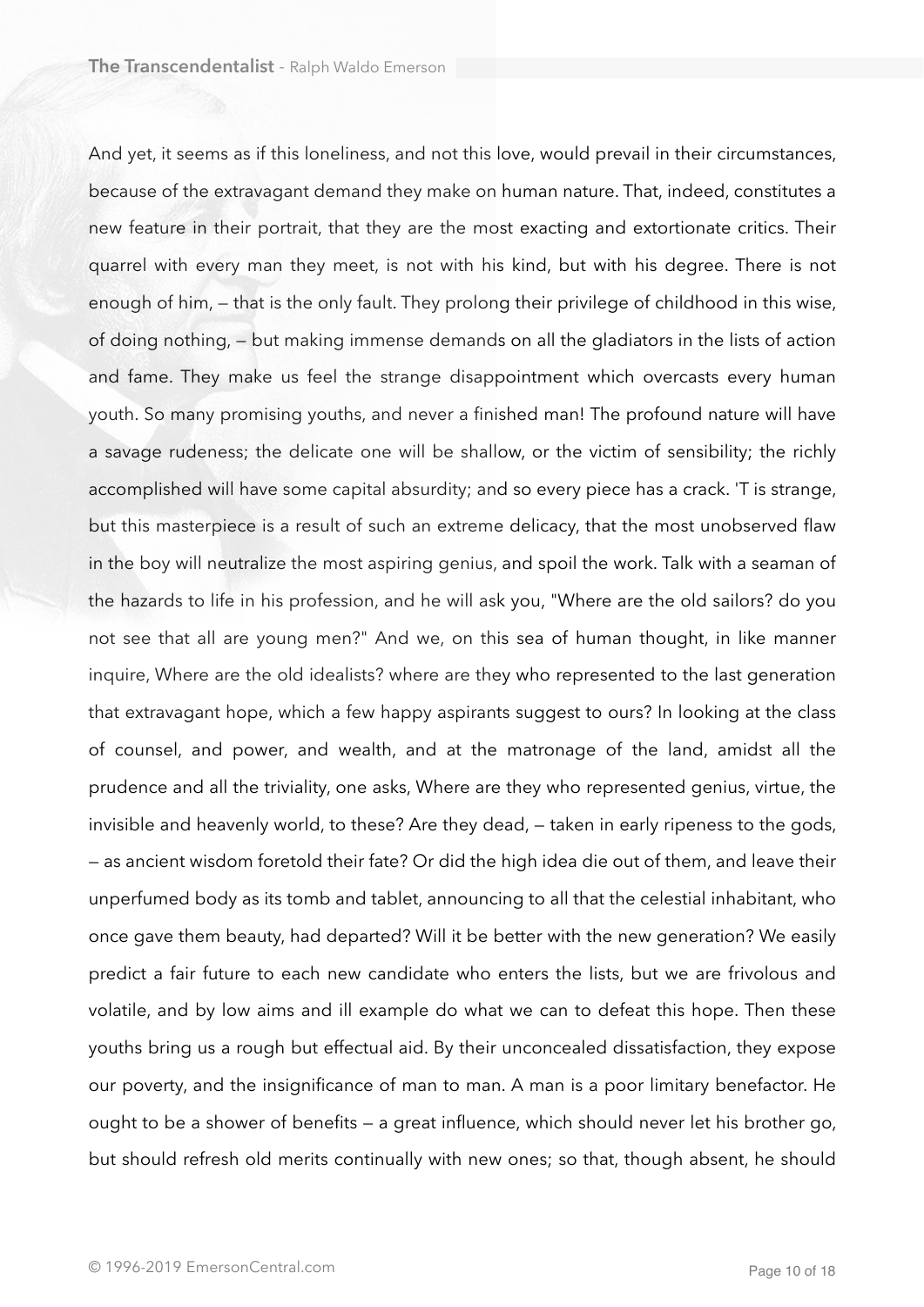And yet, it seems as if this loneliness, and not this love, would prevail in their circumstances, because of the extravagant demand they make on human nature. That, indeed, constitutes a new feature in their portrait, that they are the most exacting and extortionate critics. Their quarrel with every man they meet, is not with his kind, but with his degree. There is not enough of him, — that is the only fault. They prolong their privilege of childhood in this wise, of doing nothing, — but making immense demands on all the gladiators in the lists of action and fame. They make us feel the strange disappointment which overcasts every human youth. So many promising youths, and never a finished man! The profound nature will have a savage rudeness; the delicate one will be shallow, or the victim of sensibility; the richly accomplished will have some capital absurdity; and so every piece has a crack. 'T is strange, but this masterpiece is a result of such an extreme delicacy, that the most unobserved flaw in the boy will neutralize the most aspiring genius, and spoil the work. Talk with a seaman of the hazards to life in his profession, and he will ask you, "Where are the old sailors? do you not see that all are young men?" And we, on this sea of human thought, in like manner inquire, Where are the old idealists? where are they who represented to the last generation that extravagant hope, which a few happy aspirants suggest to ours? In looking at the class of counsel, and power, and wealth, and at the matronage of the land, amidst all the prudence and all the triviality, one asks, Where are they who represented genius, virtue, the invisible and heavenly world, to these? Are they dead, — taken in early ripeness to the gods, — as ancient wisdom foretold their fate? Or did the high idea die out of them, and leave their unperfumed body as its tomb and tablet, announcing to all that the celestial inhabitant, who once gave them beauty, had departed? Will it be better with the new generation? We easily predict a fair future to each new candidate who enters the lists, but we are frivolous and volatile, and by low aims and ill example do what we can to defeat this hope. Then these youths bring us a rough but effectual aid. By their unconcealed dissatisfaction, they expose our poverty, and the insignificance of man to man. A man is a poor limitary benefactor. He ought to be a shower of benefits — a great influence, which should never let his brother go, but should refresh old merits continually with new ones; so that, though absent, he should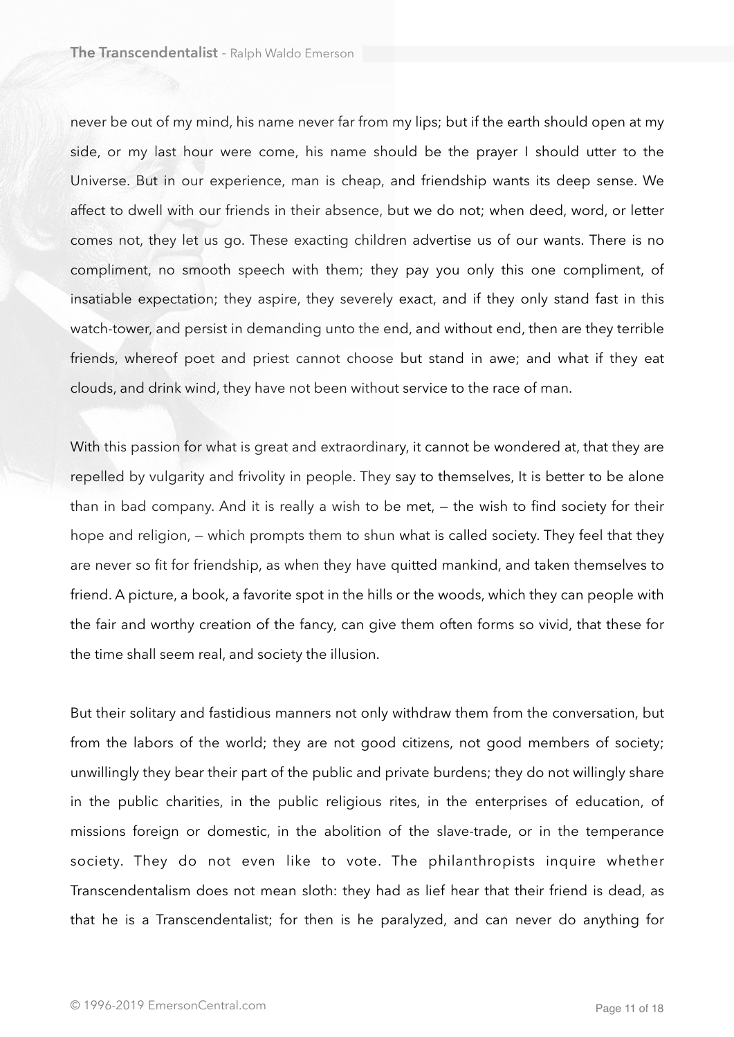never be out of my mind, his name never far from my lips; but if the earth should open at my side, or my last hour were come, his name should be the prayer I should utter to the Universe. But in our experience, man is cheap, and friendship wants its deep sense. We affect to dwell with our friends in their absence, but we do not; when deed, word, or letter comes not, they let us go. These exacting children advertise us of our wants. There is no compliment, no smooth speech with them; they pay you only this one compliment, of insatiable expectation; they aspire, they severely exact, and if they only stand fast in this watch-tower, and persist in demanding unto the end, and without end, then are they terrible friends, whereof poet and priest cannot choose but stand in awe; and what if they eat clouds, and drink wind, they have not been without service to the race of man.

With this passion for what is great and extraordinary, it cannot be wondered at, that they are repelled by vulgarity and frivolity in people. They say to themselves, It is better to be alone than in bad company. And it is really a wish to be met, — the wish to find society for their hope and religion, — which prompts them to shun what is called society. They feel that they are never so fit for friendship, as when they have quitted mankind, and taken themselves to friend. A picture, a book, a favorite spot in the hills or the woods, which they can people with the fair and worthy creation of the fancy, can give them often forms so vivid, that these for the time shall seem real, and society the illusion.

But their solitary and fastidious manners not only withdraw them from the conversation, but from the labors of the world; they are not good citizens, not good members of society; unwillingly they bear their part of the public and private burdens; they do not willingly share in the public charities, in the public religious rites, in the enterprises of education, of missions foreign or domestic, in the abolition of the slave-trade, or in the temperance society. They do not even like to vote. The philanthropists inquire whether Transcendentalism does not mean sloth: they had as lief hear that their friend is dead, as that he is a Transcendentalist; for then is he paralyzed, and can never do anything for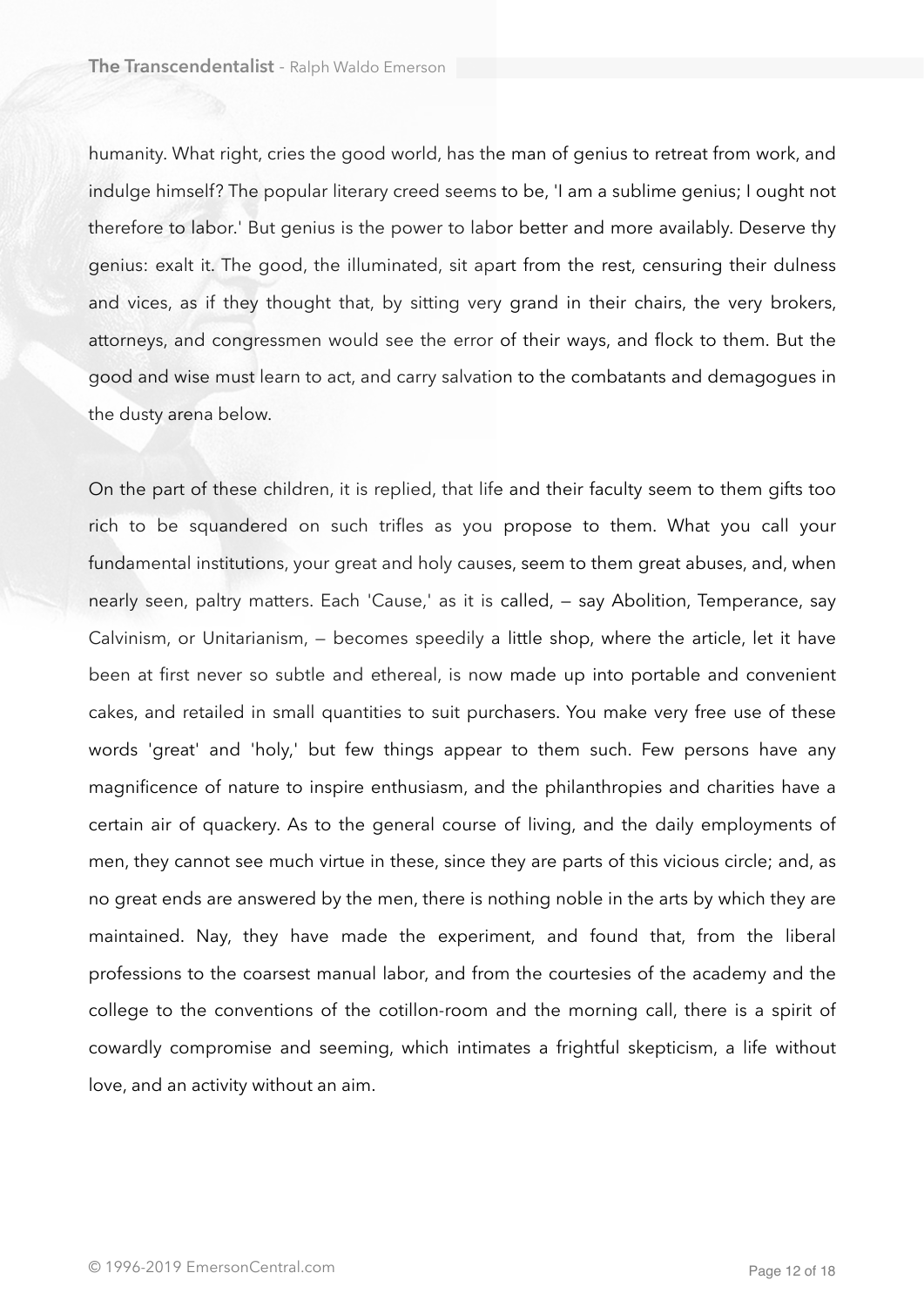humanity. What right, cries the good world, has the man of genius to retreat from work, and indulge himself? The popular literary creed seems to be, 'I am a sublime genius; I ought not therefore to labor.' But genius is the power to labor better and more availably. Deserve thy genius: exalt it. The good, the illuminated, sit apart from the rest, censuring their dulness and vices, as if they thought that, by sitting very grand in their chairs, the very brokers, attorneys, and congressmen would see the error of their ways, and flock to them. But the good and wise must learn to act, and carry salvation to the combatants and demagogues in the dusty arena below.

On the part of these children, it is replied, that life and their faculty seem to them gifts too rich to be squandered on such trifles as you propose to them. What you call your fundamental institutions, your great and holy causes, seem to them great abuses, and, when nearly seen, paltry matters. Each 'Cause,' as it is called, — say Abolition, Temperance, say Calvinism, or Unitarianism, — becomes speedily a little shop, where the article, let it have been at first never so subtle and ethereal, is now made up into portable and convenient cakes, and retailed in small quantities to suit purchasers. You make very free use of these words 'great' and 'holy,' but few things appear to them such. Few persons have any magnificence of nature to inspire enthusiasm, and the philanthropies and charities have a certain air of quackery. As to the general course of living, and the daily employments of men, they cannot see much virtue in these, since they are parts of this vicious circle; and, as no great ends are answered by the men, there is nothing noble in the arts by which they are maintained. Nay, they have made the experiment, and found that, from the liberal professions to the coarsest manual labor, and from the courtesies of the academy and the college to the conventions of the cotillon-room and the morning call, there is a spirit of cowardly compromise and seeming, which intimates a frightful skepticism, a life without love, and an activity without an aim.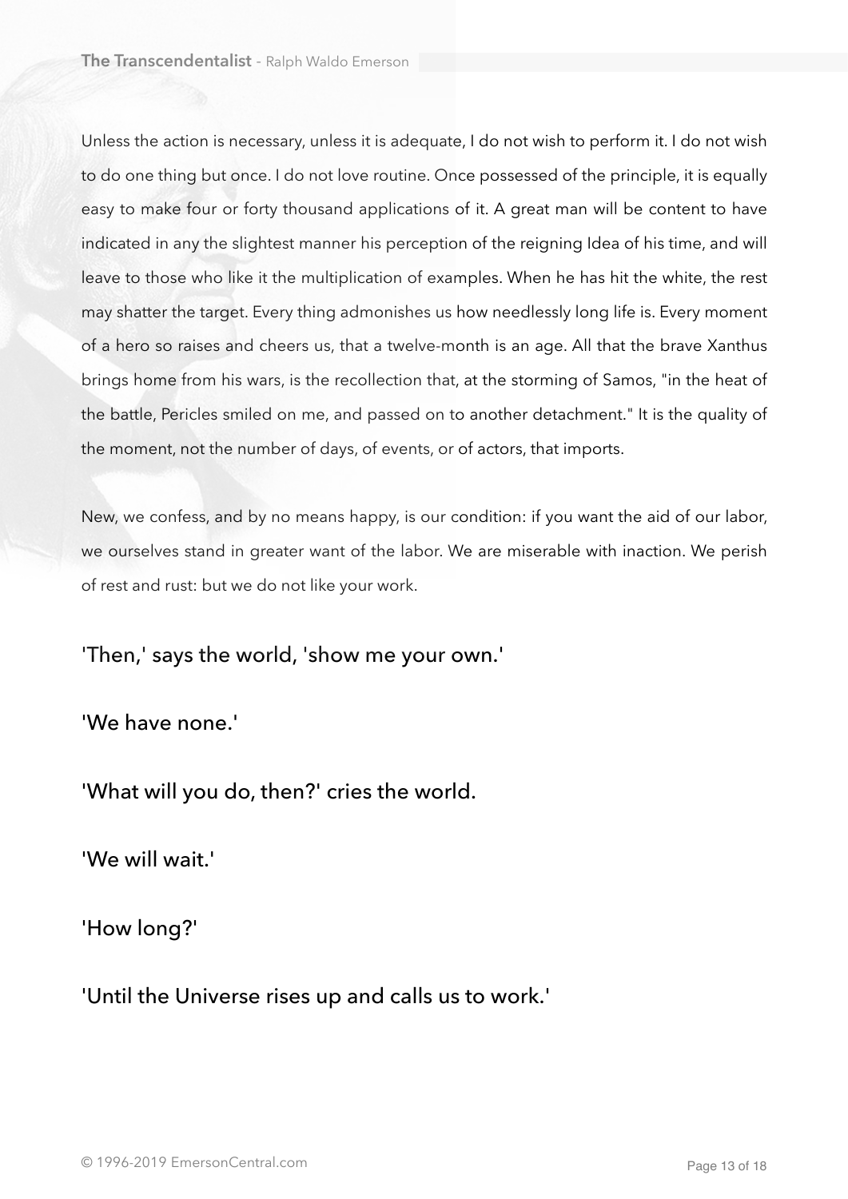Unless the action is necessary, unless it is adequate, I do not wish to perform it. I do not wish to do one thing but once. I do not love routine. Once possessed of the principle, it is equally easy to make four or forty thousand applications of it. A great man will be content to have indicated in any the slightest manner his perception of the reigning Idea of his time, and will leave to those who like it the multiplication of examples. When he has hit the white, the rest may shatter the target. Every thing admonishes us how needlessly long life is. Every moment of a hero so raises and cheers us, that a twelve-month is an age. All that the brave Xanthus brings home from his wars, is the recollection that, at the storming of Samos, "in the heat of the battle, Pericles smiled on me, and passed on to another detachment." It is the quality of the moment, not the number of days, of events, or of actors, that imports.

New, we confess, and by no means happy, is our condition: if you want the aid of our labor, we ourselves stand in greater want of the labor. We are miserable with inaction. We perish of rest and rust: but we do not like your work.

'Then,' says the world, 'show me your own.'

'We have none.'

'What will you do, then?' cries the world.

'We will wait.'

'How long?'

'Until the Universe rises up and calls us to work.'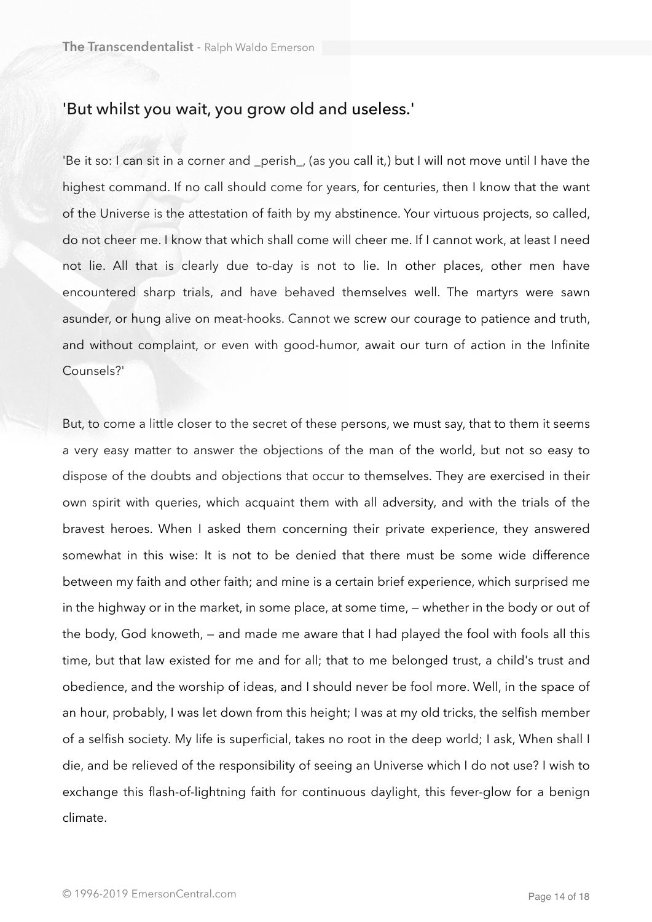## 'But whilst you wait, you grow old and useless.'

'Be it so: I can sit in a corner and _perish_, (as you call it,) but I will not move until I have the highest command. If no call should come for years, for centuries, then I know that the want of the Universe is the attestation of faith by my abstinence. Your virtuous projects, so called, do not cheer me. I know that which shall come will cheer me. If I cannot work, at least I need not lie. All that is clearly due to-day is not to lie. In other places, other men have encountered sharp trials, and have behaved themselves well. The martyrs were sawn asunder, or hung alive on meat-hooks. Cannot we screw our courage to patience and truth, and without complaint, or even with good-humor, await our turn of action in the Infinite Counsels?'

But, to come a little closer to the secret of these persons, we must say, that to them it seems a very easy matter to answer the objections of the man of the world, but not so easy to dispose of the doubts and objections that occur to themselves. They are exercised in their own spirit with queries, which acquaint them with all adversity, and with the trials of the bravest heroes. When I asked them concerning their private experience, they answered somewhat in this wise: It is not to be denied that there must be some wide difference between my faith and other faith; and mine is a certain brief experience, which surprised me in the highway or in the market, in some place, at some time, — whether in the body or out of the body, God knoweth, — and made me aware that I had played the fool with fools all this time, but that law existed for me and for all; that to me belonged trust, a child's trust and obedience, and the worship of ideas, and I should never be fool more. Well, in the space of an hour, probably, I was let down from this height; I was at my old tricks, the selfish member of a selfish society. My life is superficial, takes no root in the deep world; I ask, When shall I die, and be relieved of the responsibility of seeing an Universe which I do not use? I wish to exchange this flash-of-lightning faith for continuous daylight, this fever-glow for a benign climate.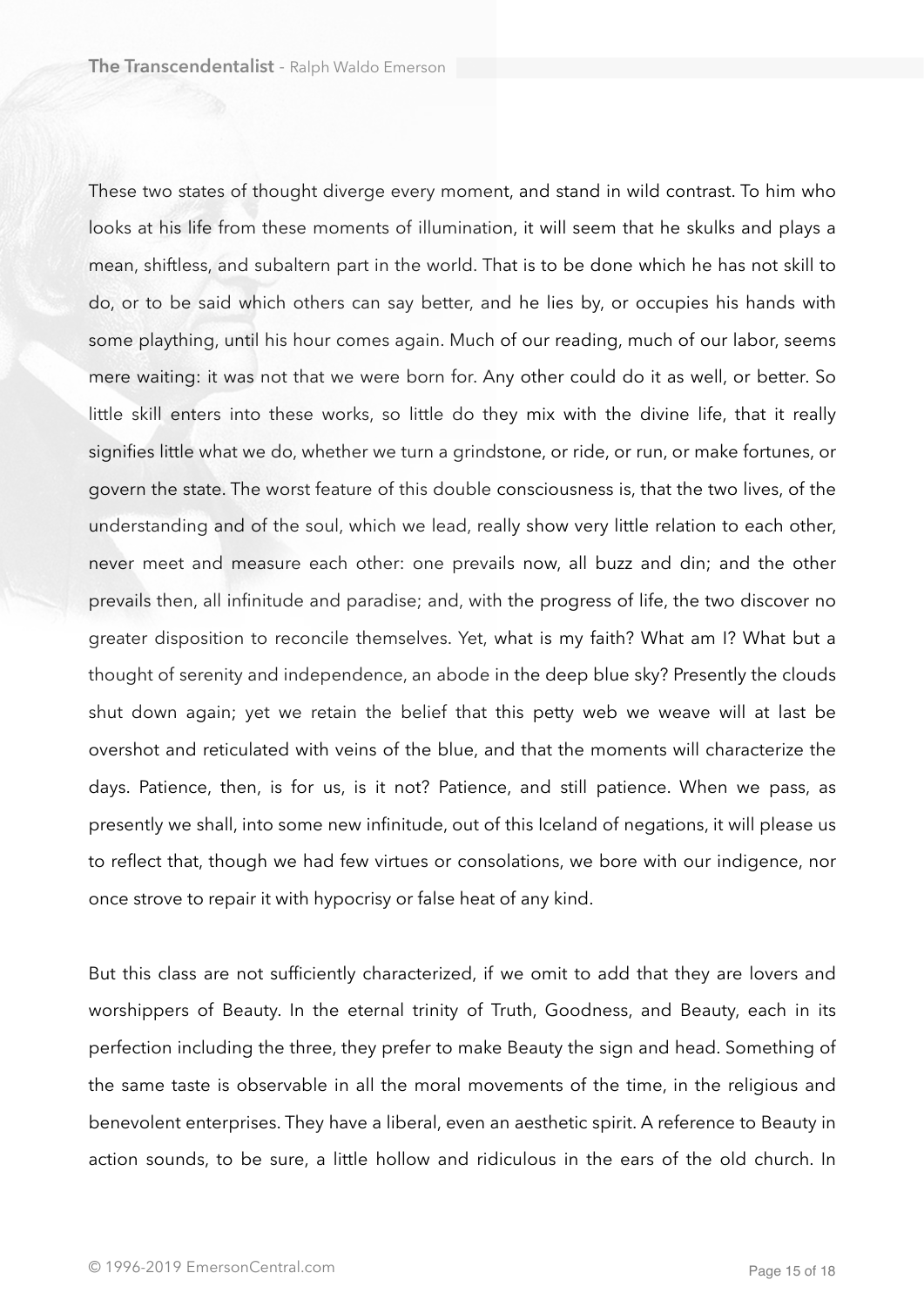These two states of thought diverge every moment, and stand in wild contrast. To him who looks at his life from these moments of illumination, it will seem that he skulks and plays a mean, shiftless, and subaltern part in the world. That is to be done which he has not skill to do, or to be said which others can say better, and he lies by, or occupies his hands with some plaything, until his hour comes again. Much of our reading, much of our labor, seems mere waiting: it was not that we were born for. Any other could do it as well, or better. So little skill enters into these works, so little do they mix with the divine life, that it really signifies little what we do, whether we turn a grindstone, or ride, or run, or make fortunes, or govern the state. The worst feature of this double consciousness is, that the two lives, of the understanding and of the soul, which we lead, really show very little relation to each other, never meet and measure each other: one prevails now, all buzz and din; and the other prevails then, all infinitude and paradise; and, with the progress of life, the two discover no greater disposition to reconcile themselves. Yet, what is my faith? What am I? What but a thought of serenity and independence, an abode in the deep blue sky? Presently the clouds shut down again; yet we retain the belief that this petty web we weave will at last be overshot and reticulated with veins of the blue, and that the moments will characterize the days. Patience, then, is for us, is it not? Patience, and still patience. When we pass, as presently we shall, into some new infinitude, out of this Iceland of negations, it will please us to reflect that, though we had few virtues or consolations, we bore with our indigence, nor once strove to repair it with hypocrisy or false heat of any kind.

But this class are not sufficiently characterized, if we omit to add that they are lovers and worshippers of Beauty. In the eternal trinity of Truth, Goodness, and Beauty, each in its perfection including the three, they prefer to make Beauty the sign and head. Something of the same taste is observable in all the moral movements of the time, in the religious and benevolent enterprises. They have a liberal, even an aesthetic spirit. A reference to Beauty in action sounds, to be sure, a little hollow and ridiculous in the ears of the old church. In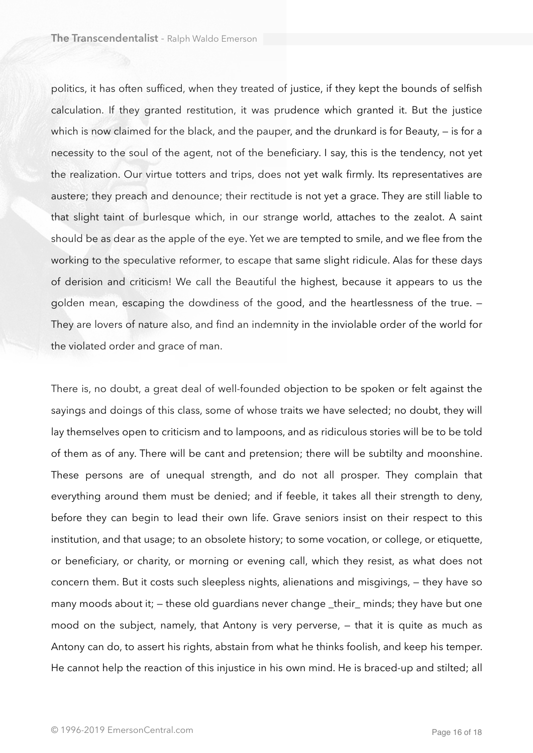politics, it has often sufficed, when they treated of justice, if they kept the bounds of selfish calculation. If they granted restitution, it was prudence which granted it. But the justice which is now claimed for the black, and the pauper, and the drunkard is for Beauty, — is for a necessity to the soul of the agent, not of the beneficiary. I say, this is the tendency, not yet the realization. Our virtue totters and trips, does not yet walk firmly. Its representatives are austere; they preach and denounce; their rectitude is not yet a grace. They are still liable to that slight taint of burlesque which, in our strange world, attaches to the zealot. A saint should be as dear as the apple of the eye. Yet we are tempted to smile, and we flee from the working to the speculative reformer, to escape that same slight ridicule. Alas for these days of derision and criticism! We call the Beautiful the highest, because it appears to us the golden mean, escaping the dowdiness of the good, and the heartlessness of the true. — They are lovers of nature also, and find an indemnity in the inviolable order of the world for the violated order and grace of man.

There is, no doubt, a great deal of well-founded objection to be spoken or felt against the sayings and doings of this class, some of whose traits we have selected; no doubt, they will lay themselves open to criticism and to lampoons, and as ridiculous stories will be to be told of them as of any. There will be cant and pretension; there will be subtilty and moonshine. These persons are of unequal strength, and do not all prosper. They complain that everything around them must be denied; and if feeble, it takes all their strength to deny, before they can begin to lead their own life. Grave seniors insist on their respect to this institution, and that usage; to an obsolete history; to some vocation, or college, or etiquette, or beneficiary, or charity, or morning or evening call, which they resist, as what does not concern them. But it costs such sleepless nights, alienations and misgivings, — they have so many moods about it; — these old guardians never change _their_ minds; they have but one mood on the subject, namely, that Antony is very perverse, — that it is quite as much as Antony can do, to assert his rights, abstain from what he thinks foolish, and keep his temper. He cannot help the reaction of this injustice in his own mind. He is braced-up and stilted; all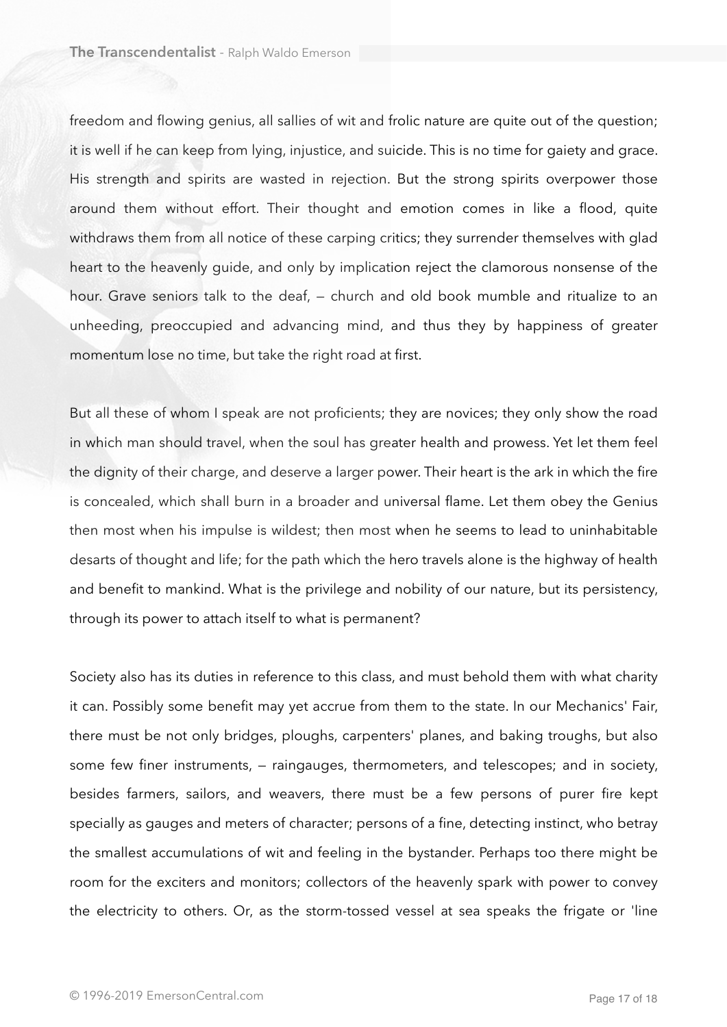freedom and flowing genius, all sallies of wit and frolic nature are quite out of the question; it is well if he can keep from lying, injustice, and suicide. This is no time for gaiety and grace. His strength and spirits are wasted in rejection. But the strong spirits overpower those around them without effort. Their thought and emotion comes in like a flood, quite withdraws them from all notice of these carping critics; they surrender themselves with glad heart to the heavenly guide, and only by implication reject the clamorous nonsense of the hour. Grave seniors talk to the deaf, — church and old book mumble and ritualize to an unheeding, preoccupied and advancing mind, and thus they by happiness of greater momentum lose no time, but take the right road at first.

But all these of whom I speak are not proficients; they are novices; they only show the road in which man should travel, when the soul has greater health and prowess. Yet let them feel the dignity of their charge, and deserve a larger power. Their heart is the ark in which the fire is concealed, which shall burn in a broader and universal flame. Let them obey the Genius then most when his impulse is wildest; then most when he seems to lead to uninhabitable desarts of thought and life; for the path which the hero travels alone is the highway of health and benefit to mankind. What is the privilege and nobility of our nature, but its persistency, through its power to attach itself to what is permanent?

Society also has its duties in reference to this class, and must behold them with what charity it can. Possibly some benefit may yet accrue from them to the state. In our Mechanics' Fair, there must be not only bridges, ploughs, carpenters' planes, and baking troughs, but also some few finer instruments, — raingauges, thermometers, and telescopes; and in society, besides farmers, sailors, and weavers, there must be a few persons of purer fire kept specially as gauges and meters of character; persons of a fine, detecting instinct, who betray the smallest accumulations of wit and feeling in the bystander. Perhaps too there might be room for the exciters and monitors; collectors of the heavenly spark with power to convey the electricity to others. Or, as the storm-tossed vessel at sea speaks the frigate or 'line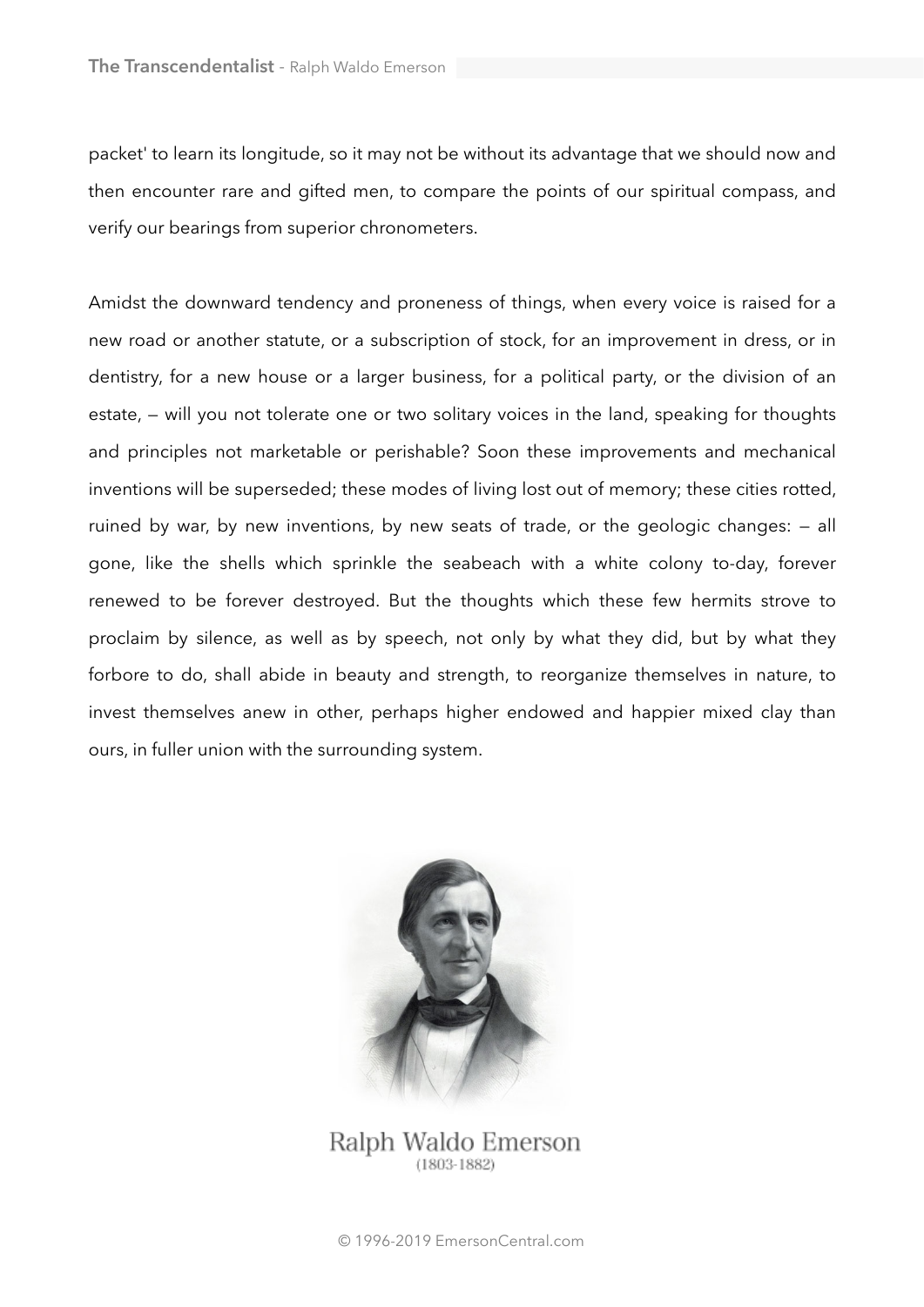packet' to learn its longitude, so it may not be without its advantage that we should now and then encounter rare and gifted men, to compare the points of our spiritual compass, and verify our bearings from superior chronometers.

Amidst the downward tendency and proneness of things, when every voice is raised for a new road or another statute, or a subscription of stock, for an improvement in dress, or in dentistry, for a new house or a larger business, for a political party, or the division of an estate, — will you not tolerate one or two solitary voices in the land, speaking for thoughts and principles not marketable or perishable? Soon these improvements and mechanical inventions will be superseded; these modes of living lost out of memory; these cities rotted, ruined by war, by new inventions, by new seats of trade, or the geologic changes: — all gone, like the shells which sprinkle the seabeach with a white colony to-day, forever renewed to be forever destroyed. But the thoughts which these few hermits strove to proclaim by silence, as well as by speech, not only by what they did, but by what they forbore to do, shall abide in beauty and strength, to reorganize themselves in nature, to invest themselves anew in other, perhaps higher endowed and happier mixed clay than ours, in fuller union with the surrounding system.

Ralph Waldo Emerson
(1803-1882)

© 1996-2019 EmersonCentral.com